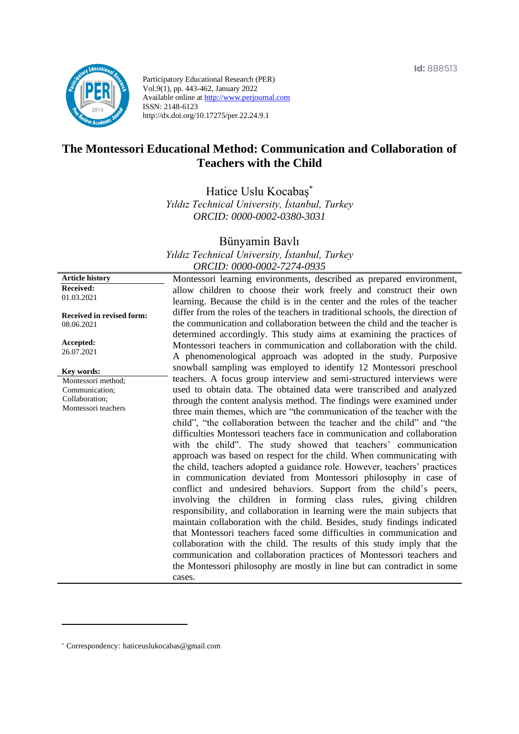Id: 888513

Participatory Educational Research (PER)
Vol.9(1), pp. 443-462, January 2022
Available online at http://www.perjournal.com
ISSN: 2148-6123
http://dx.doi.org/10.17275/per.22.24.9.1

# The Montessori Educational Method: Communication and Collaboration of Teachers with the Child

**Hatice Uslu Kocabaş***
*Yıldız Technical University, İstanbul, Turkey*
*ORCID: 0000-0002-0380-3031*

**Bünyamin Bavlı**
*Yıldız Technical University, İstanbul, Turkey*
*ORCID: 0000-0002-7274-0935*

**Article history**
**Received:** 01.03.2021
**Received in revised form:** 08.06.2021
**Accepted:** 26.07.2021

**Key words:**
Montessori method; Communication; Collaboration; Montessori teachers

Montessori learning environments, described as prepared environment, allow children to choose their work freely and construct their own learning. Because the child is in the center and the roles of the teacher differ from the roles of the teachers in traditional schools, the direction of the communication and collaboration between the child and the teacher is determined accordingly. This study aims at examining the practices of Montessori teachers in communication and collaboration with the child. A phenomenological approach was adopted in the study. Purposive snowball sampling was employed to identify 12 Montessori preschool teachers. A focus group interview and semi-structured interviews were used to obtain data. The obtained data were transcribed and analyzed through the content analysis method. The findings were examined under three main themes, which are "the communication of the teacher with the child", "the collaboration between the teacher and the child" and "the difficulties Montessori teachers face in communication and collaboration with the child". The study showed that teachers' communication approach was based on respect for the child. When communicating with the child, teachers adopted a guidance role. However, teachers' practices in communication deviated from Montessori philosophy in case of conflict and undesired behaviors. Support from the child's peers, involving the children in forming class rules, giving children responsibility, and collaboration in learning were the main subjects that maintain collaboration with the child. Besides, study findings indicated that Montessori teachers faced some difficulties in communication and collaboration with the child. The results of this study imply that the communication and collaboration practices of Montessori teachers and the Montessori philosophy are mostly in line but can contradict in some cases.

* Correspondency: haticeuslukocabas@gmail.com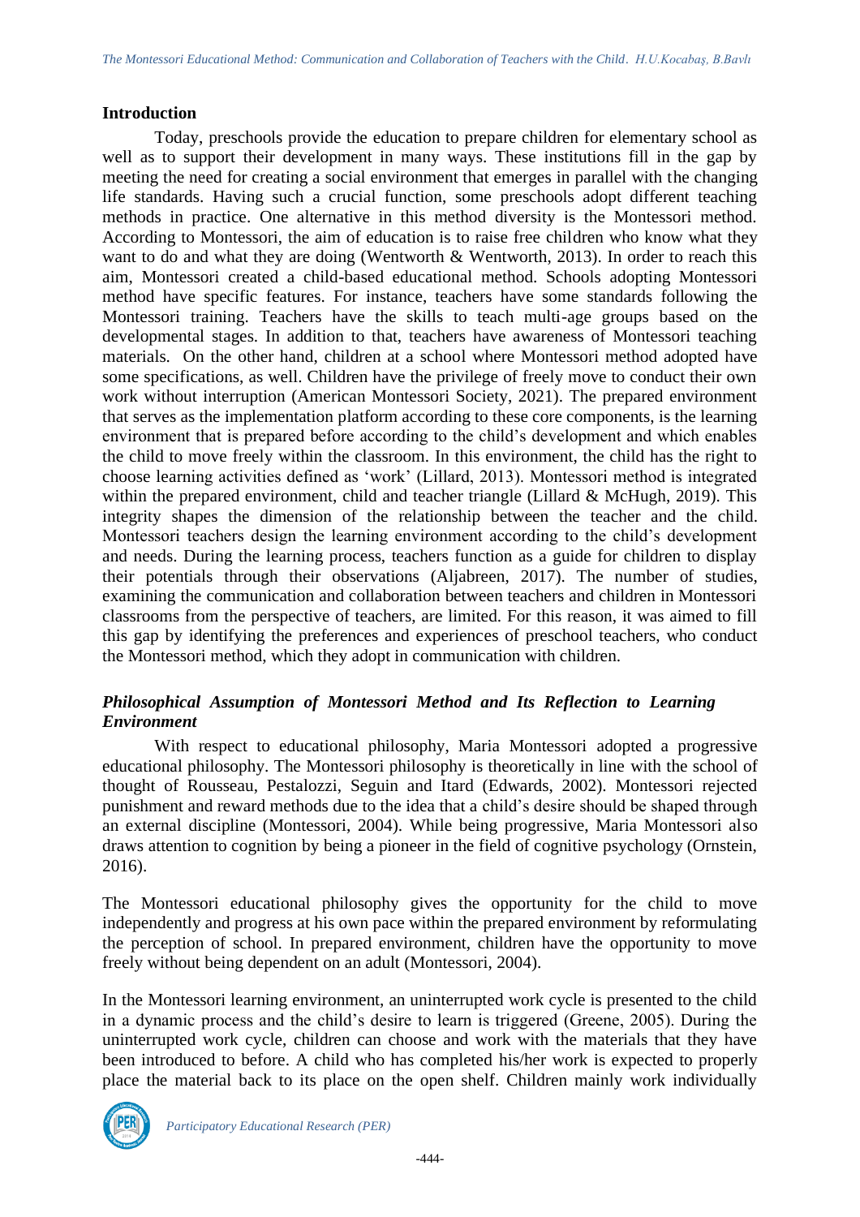## Introduction

Today, preschools provide the education to prepare children for elementary school as well as to support their development in many ways. These institutions fill in the gap by meeting the need for creating a social environment that emerges in parallel with the changing life standards. Having such a crucial function, some preschools adopt different teaching methods in practice. One alternative in this method diversity is the Montessori method. According to Montessori, the aim of education is to raise free children who know what they want to do and what they are doing (Wentworth & Wentworth, 2013). In order to reach this aim, Montessori created a child-based educational method. Schools adopting Montessori method have specific features. For instance, teachers have some standards following the Montessori training. Teachers have the skills to teach multi-age groups based on the developmental stages. In addition to that, teachers have awareness of Montessori teaching materials. On the other hand, children at a school where Montessori method adopted have some specifications, as well. Children have the privilege of freely move to conduct their own work without interruption (American Montessori Society, 2021). The prepared environment that serves as the implementation platform according to these core components, is the learning environment that is prepared before according to the child's development and which enables the child to move freely within the classroom. In this environment, the child has the right to choose learning activities defined as 'work' (Lillard, 2013). Montessori method is integrated within the prepared environment, child and teacher triangle (Lillard & McHugh, 2019). This integrity shapes the dimension of the relationship between the teacher and the child. Montessori teachers design the learning environment according to the child's development and needs. During the learning process, teachers function as a guide for children to display their potentials through their observations (Aljabreen, 2017). The number of studies, examining the communication and collaboration between teachers and children in Montessori classrooms from the perspective of teachers, are limited. For this reason, it was aimed to fill this gap by identifying the preferences and experiences of preschool teachers, who conduct the Montessori method, which they adopt in communication with children.

### *Philosophical Assumption of Montessori Method and Its Reflection to Learning Environment*

With respect to educational philosophy, Maria Montessori adopted a progressive educational philosophy. The Montessori philosophy is theoretically in line with the school of thought of Rousseau, Pestalozzi, Seguin and Itard (Edwards, 2002). Montessori rejected punishment and reward methods due to the idea that a child's desire should be shaped through an external discipline (Montessori, 2004). While being progressive, Maria Montessori also draws attention to cognition by being a pioneer in the field of cognitive psychology (Ornstein, 2016).

The Montessori educational philosophy gives the opportunity for the child to move independently and progress at his own pace within the prepared environment by reformulating the perception of school. In prepared environment, children have the opportunity to move freely without being dependent on an adult (Montessori, 2004).

In the Montessori learning environment, an uninterrupted work cycle is presented to the child in a dynamic process and the child's desire to learn is triggered (Greene, 2005). During the uninterrupted work cycle, children can choose and work with the materials that they have been introduced to before. A child who has completed his/her work is expected to properly place the material back to its place on the open shelf. Children mainly work individually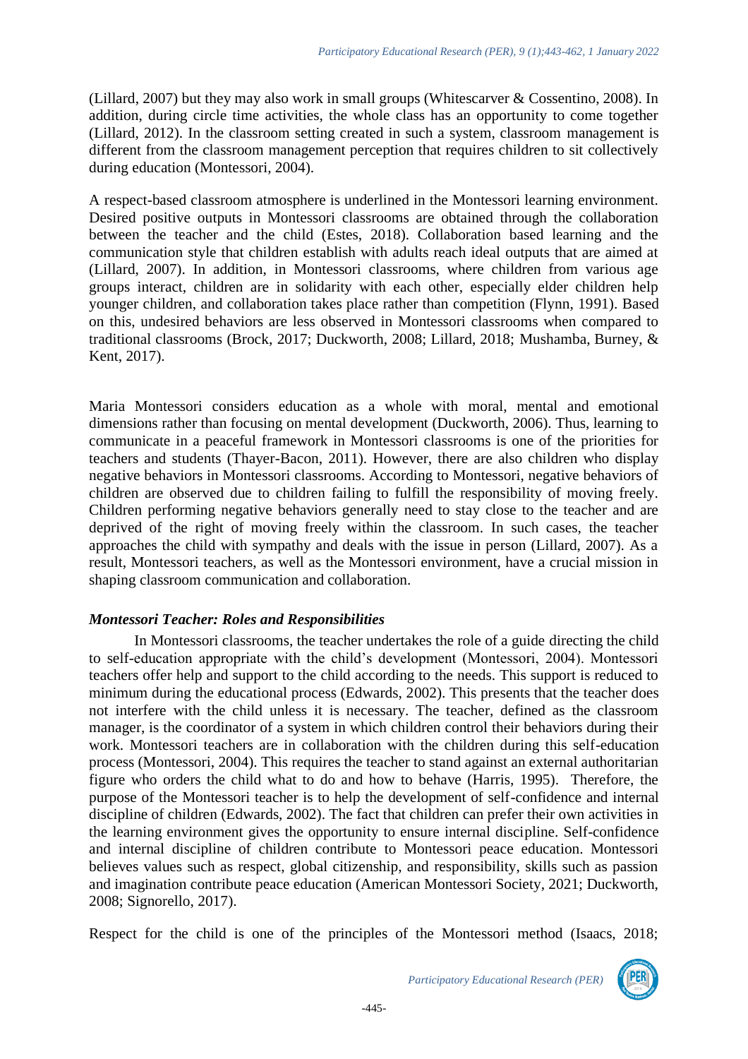(Lillard, 2007) but they may also work in small groups (Whitescarver & Cossentino, 2008). In addition, during circle time activities, the whole class has an opportunity to come together (Lillard, 2012). In the classroom setting created in such a system, classroom management is different from the classroom management perception that requires children to sit collectively during education (Montessori, 2004).

A respect-based classroom atmosphere is underlined in the Montessori learning environment. Desired positive outputs in Montessori classrooms are obtained through the collaboration between the teacher and the child (Estes, 2018). Collaboration based learning and the communication style that children establish with adults reach ideal outputs that are aimed at (Lillard, 2007). In addition, in Montessori classrooms, where children from various age groups interact, children are in solidarity with each other, especially elder children help younger children, and collaboration takes place rather than competition (Flynn, 1991). Based on this, undesired behaviors are less observed in Montessori classrooms when compared to traditional classrooms (Brock, 2017; Duckworth, 2008; Lillard, 2018; Mushamba, Burney, & Kent, 2017).

Maria Montessori considers education as a whole with moral, mental and emotional dimensions rather than focusing on mental development (Duckworth, 2006). Thus, learning to communicate in a peaceful framework in Montessori classrooms is one of the priorities for teachers and students (Thayer-Bacon, 2011). However, there are also children who display negative behaviors in Montessori classrooms. According to Montessori, negative behaviors of children are observed due to children failing to fulfill the responsibility of moving freely. Children performing negative behaviors generally need to stay close to the teacher and are deprived of the right of moving freely within the classroom. In such cases, the teacher approaches the child with sympathy and deals with the issue in person (Lillard, 2007). As a result, Montessori teachers, as well as the Montessori environment, have a crucial mission in shaping classroom communication and collaboration.

### *Montessori Teacher: Roles and Responsibilities*

In Montessori classrooms, the teacher undertakes the role of a guide directing the child to self-education appropriate with the child's development (Montessori, 2004). Montessori teachers offer help and support to the child according to the needs. This support is reduced to minimum during the educational process (Edwards, 2002). This presents that the teacher does not interfere with the child unless it is necessary. The teacher, defined as the classroom manager, is the coordinator of a system in which children control their behaviors during their work. Montessori teachers are in collaboration with the children during this self-education process (Montessori, 2004). This requires the teacher to stand against an external authoritarian figure who orders the child what to do and how to behave (Harris, 1995). Therefore, the purpose of the Montessori teacher is to help the development of self-confidence and internal discipline of children (Edwards, 2002). The fact that children can prefer their own activities in the learning environment gives the opportunity to ensure internal discipline. Self-confidence and internal discipline of children contribute to Montessori peace education. Montessori believes values such as respect, global citizenship, and responsibility, skills such as passion and imagination contribute peace education (American Montessori Society, 2021; Duckworth, 2008; Signorello, 2017).

Respect for the child is one of the principles of the Montessori method (Isaacs, 2018;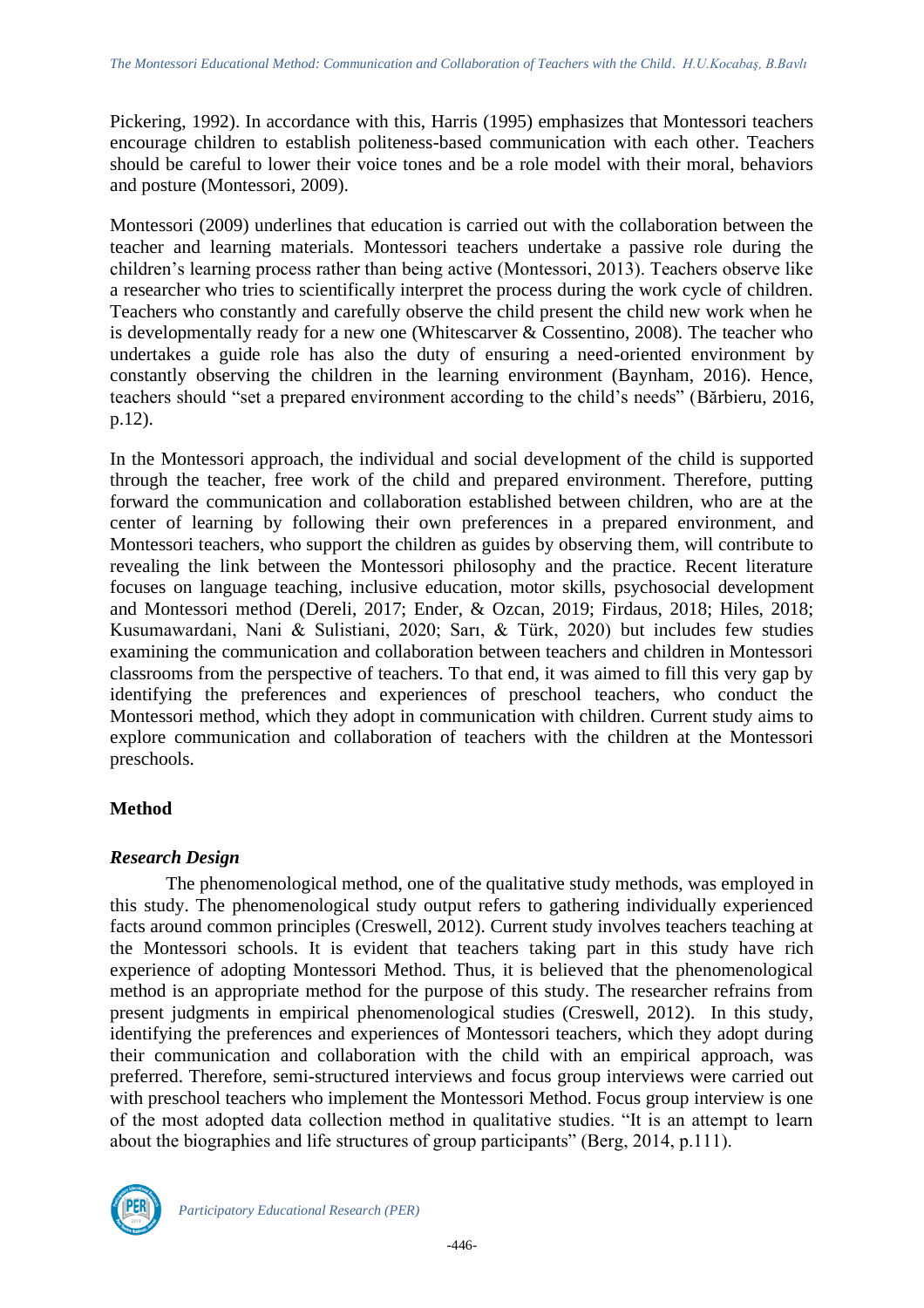Pickering, 1992). In accordance with this, Harris (1995) emphasizes that Montessori teachers encourage children to establish politeness-based communication with each other. Teachers should be careful to lower their voice tones and be a role model with their moral, behaviors and posture (Montessori, 2009).

Montessori (2009) underlines that education is carried out with the collaboration between the teacher and learning materials. Montessori teachers undertake a passive role during the children's learning process rather than being active (Montessori, 2013). Teachers observe like a researcher who tries to scientifically interpret the process during the work cycle of children. Teachers who constantly and carefully observe the child present the child new work when he is developmentally ready for a new one (Whitescarver & Cossentino, 2008). The teacher who undertakes a guide role has also the duty of ensuring a need-oriented environment by constantly observing the children in the learning environment (Baynham, 2016). Hence, teachers should "set a prepared environment according to the child's needs" (Bărbieru, 2016, p.12).

In the Montessori approach, the individual and social development of the child is supported through the teacher, free work of the child and prepared environment. Therefore, putting forward the communication and collaboration established between children, who are at the center of learning by following their own preferences in a prepared environment, and Montessori teachers, who support the children as guides by observing them, will contribute to revealing the link between the Montessori philosophy and the practice. Recent literature focuses on language teaching, inclusive education, motor skills, psychosocial development and Montessori method (Dereli, 2017; Ender, & Ozcan, 2019; Firdaus, 2018; Hiles, 2018; Kusumawardani, Nani & Sulistiani, 2020; Sarı, & Türk, 2020) but includes few studies examining the communication and collaboration between teachers and children in Montessori classrooms from the perspective of teachers. To that end, it was aimed to fill this very gap by identifying the preferences and experiences of preschool teachers, who conduct the Montessori method, which they adopt in communication with children. Current study aims to explore communication and collaboration of teachers with the children at the Montessori preschools.

## Method

### *Research Design*

The phenomenological method, one of the qualitative study methods, was employed in this study. The phenomenological study output refers to gathering individually experienced facts around common principles (Creswell, 2012). Current study involves teachers teaching at the Montessori schools. It is evident that teachers taking part in this study have rich experience of adopting Montessori Method. Thus, it is believed that the phenomenological method is an appropriate method for the purpose of this study. The researcher refrains from present judgments in empirical phenomenological studies (Creswell, 2012). In this study, identifying the preferences and experiences of Montessori teachers, which they adopt during their communication and collaboration with the child with an empirical approach, was preferred. Therefore, semi-structured interviews and focus group interviews were carried out with preschool teachers who implement the Montessori Method. Focus group interview is one of the most adopted data collection method in qualitative studies. "It is an attempt to learn about the biographies and life structures of group participants" (Berg, 2014, p.111).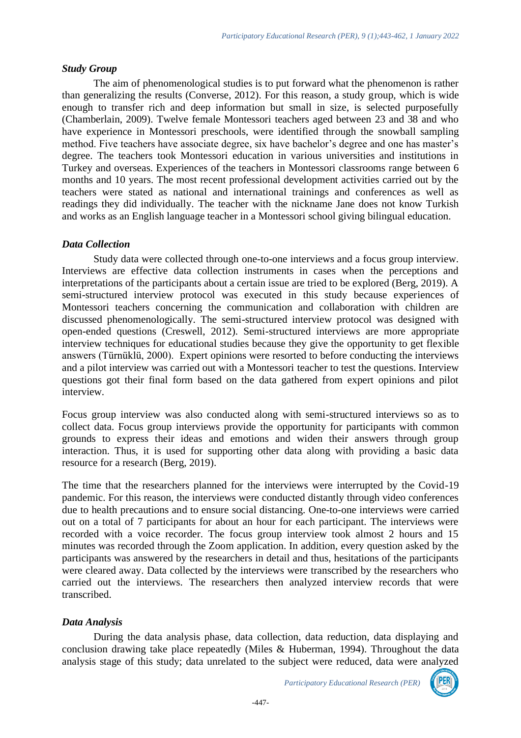### *Study Group*

The aim of phenomenological studies is to put forward what the phenomenon is rather than generalizing the results (Converse, 2012). For this reason, a study group, which is wide enough to transfer rich and deep information but small in size, is selected purposefully (Chamberlain, 2009). Twelve female Montessori teachers aged between 23 and 38 and who have experience in Montessori preschools, were identified through the snowball sampling method. Five teachers have associate degree, six have bachelor's degree and one has master's degree. The teachers took Montessori education in various universities and institutions in Turkey and overseas. Experiences of the teachers in Montessori classrooms range between 6 months and 10 years. The most recent professional development activities carried out by the teachers were stated as national and international trainings and conferences as well as readings they did individually. The teacher with the nickname Jane does not know Turkish and works as an English language teacher in a Montessori school giving bilingual education.

### *Data Collection*

Study data were collected through one-to-one interviews and a focus group interview. Interviews are effective data collection instruments in cases when the perceptions and interpretations of the participants about a certain issue are tried to be explored (Berg, 2019). A semi-structured interview protocol was executed in this study because experiences of Montessori teachers concerning the communication and collaboration with children are discussed phenomenologically. The semi-structured interview protocol was designed with open-ended questions (Creswell, 2012). Semi-structured interviews are more appropriate interview techniques for educational studies because they give the opportunity to get flexible answers (Türnüklü, 2000). Expert opinions were resorted to before conducting the interviews and a pilot interview was carried out with a Montessori teacher to test the questions. Interview questions got their final form based on the data gathered from expert opinions and pilot interview.

Focus group interview was also conducted along with semi-structured interviews so as to collect data. Focus group interviews provide the opportunity for participants with common grounds to express their ideas and emotions and widen their answers through group interaction. Thus, it is used for supporting other data along with providing a basic data resource for a research (Berg, 2019).

The time that the researchers planned for the interviews were interrupted by the Covid-19 pandemic. For this reason, the interviews were conducted distantly through video conferences due to health precautions and to ensure social distancing. One-to-one interviews were carried out on a total of 7 participants for about an hour for each participant. The interviews were recorded with a voice recorder. The focus group interview took almost 2 hours and 15 minutes was recorded through the Zoom application. In addition, every question asked by the participants was answered by the researchers in detail and thus, hesitations of the participants were cleared away. Data collected by the interviews were transcribed by the researchers who carried out the interviews. The researchers then analyzed interview records that were transcribed.

### *Data Analysis*

During the data analysis phase, data collection, data reduction, data displaying and conclusion drawing take place repeatedly (Miles & Huberman, 1994). Throughout the data analysis stage of this study; data unrelated to the subject were reduced, data were analyzed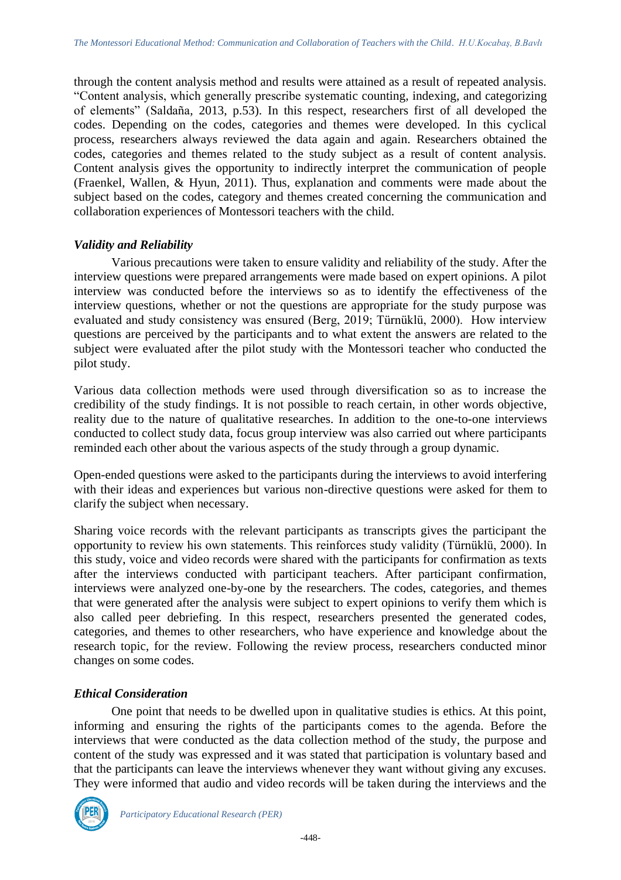through the content analysis method and results were attained as a result of repeated analysis. "Content analysis, which generally prescribe systematic counting, indexing, and categorizing of elements" (Saldaña, 2013, p.53). In this respect, researchers first of all developed the codes. Depending on the codes, categories and themes were developed. In this cyclical process, researchers always reviewed the data again and again. Researchers obtained the codes, categories and themes related to the study subject as a result of content analysis. Content analysis gives the opportunity to indirectly interpret the communication of people (Fraenkel, Wallen, & Hyun, 2011). Thus, explanation and comments were made about the subject based on the codes, category and themes created concerning the communication and collaboration experiences of Montessori teachers with the child.

### *Validity and Reliability*

Various precautions were taken to ensure validity and reliability of the study. After the interview questions were prepared arrangements were made based on expert opinions. A pilot interview was conducted before the interviews so as to identify the effectiveness of the interview questions, whether or not the questions are appropriate for the study purpose was evaluated and study consistency was ensured (Berg, 2019; Türnüklü, 2000). How interview questions are perceived by the participants and to what extent the answers are related to the subject were evaluated after the pilot study with the Montessori teacher who conducted the pilot study.

Various data collection methods were used through diversification so as to increase the credibility of the study findings. It is not possible to reach certain, in other words objective, reality due to the nature of qualitative researches. In addition to the one-to-one interviews conducted to collect study data, focus group interview was also carried out where participants reminded each other about the various aspects of the study through a group dynamic.

Open-ended questions were asked to the participants during the interviews to avoid interfering with their ideas and experiences but various non-directive questions were asked for them to clarify the subject when necessary.

Sharing voice records with the relevant participants as transcripts gives the participant the opportunity to review his own statements. This reinforces study validity (Türnüklü, 2000). In this study, voice and video records were shared with the participants for confirmation as texts after the interviews conducted with participant teachers. After participant confirmation, interviews were analyzed one-by-one by the researchers. The codes, categories, and themes that were generated after the analysis were subject to expert opinions to verify them which is also called peer debriefing. In this respect, researchers presented the generated codes, categories, and themes to other researchers, who have experience and knowledge about the research topic, for the review. Following the review process, researchers conducted minor changes on some codes.

### *Ethical Consideration*

One point that needs to be dwelled upon in qualitative studies is ethics. At this point, informing and ensuring the rights of the participants comes to the agenda. Before the interviews that were conducted as the data collection method of the study, the purpose and content of the study was expressed and it was stated that participation is voluntary based and that the participants can leave the interviews whenever they want without giving any excuses. They were informed that audio and video records will be taken during the interviews and the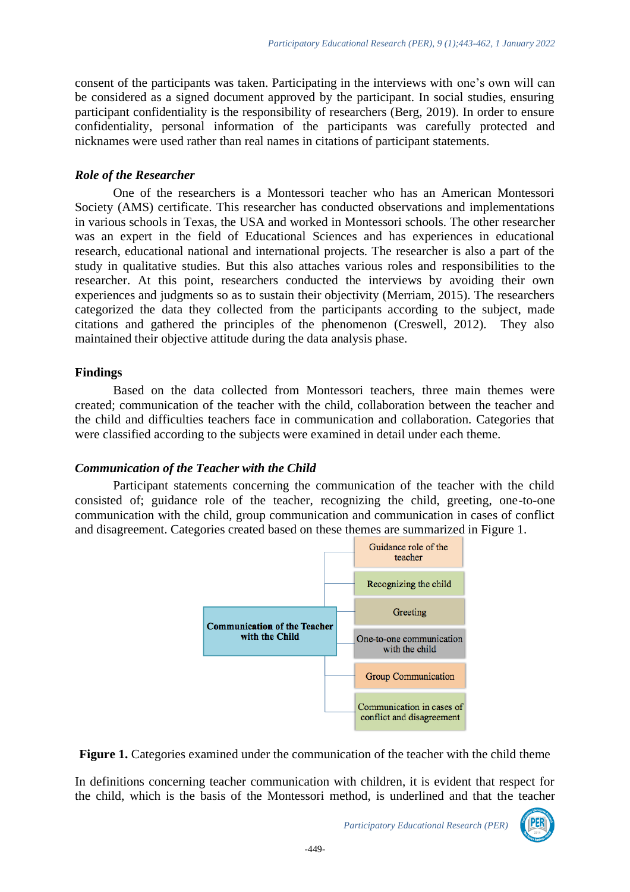consent of the participants was taken. Participating in the interviews with one's own will can be considered as a signed document approved by the participant. In social studies, ensuring participant confidentiality is the responsibility of researchers (Berg, 2019). In order to ensure confidentiality, personal information of the participants was carefully protected and nicknames were used rather than real names in citations of participant statements.

### *Role of the Researcher*

One of the researchers is a Montessori teacher who has an American Montessori Society (AMS) certificate. This researcher has conducted observations and implementations in various schools in Texas, the USA and worked in Montessori schools. The other researcher was an expert in the field of Educational Sciences and has experiences in educational research, educational national and international projects. The researcher is also a part of the study in qualitative studies. But this also attaches various roles and responsibilities to the researcher. At this point, researchers conducted the interviews by avoiding their own experiences and judgments so as to sustain their objectivity (Merriam, 2015). The researchers categorized the data they collected from the participants according to the subject, made citations and gathered the principles of the phenomenon (Creswell, 2012). They also maintained their objective attitude during the data analysis phase.

## Findings

Based on the data collected from Montessori teachers, three main themes were created; communication of the teacher with the child, collaboration between the teacher and the child and difficulties teachers face in communication and collaboration. Categories that were classified according to the subjects were examined in detail under each theme.

### *Communication of the Teacher with the Child*

Participant statements concerning the communication of the teacher with the child consisted of; guidance role of the teacher, recognizing the child, greeting, one-to-one communication with the child, group communication and communication in cases of conflict and disagreement. Categories created based on these themes are summarized in Figure 1.

**Communication of the Teacher with the Child**
- Guidance role of the teacher
- Recognizing the child
- Greeting
- One-to-one communication with the child
- Group Communication
- Communication in cases of conflict and disagreement

**Figure 1.** Categories examined under the communication of the teacher with the child theme

In definitions concerning teacher communication with children, it is evident that respect for the child, which is the basis of the Montessori method, is underlined and that the teacher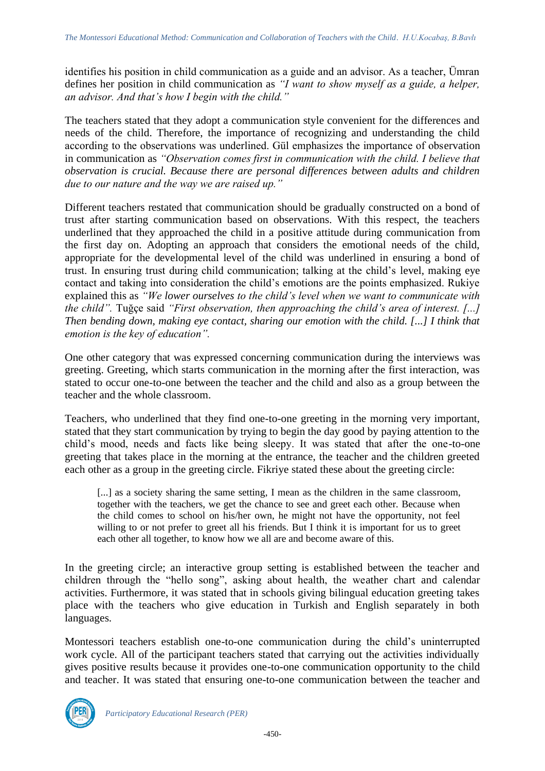identifies his position in child communication as a guide and an advisor. As a teacher, Ümran defines her position in child communication as *"I want to show myself as a guide, a helper, an advisor. And that's how I begin with the child."*

The teachers stated that they adopt a communication style convenient for the differences and needs of the child. Therefore, the importance of recognizing and understanding the child according to the observations was underlined. Gül emphasizes the importance of observation in communication as *"Observation comes first in communication with the child. I believe that observation is crucial. Because there are personal differences between adults and children due to our nature and the way we are raised up."*

Different teachers restated that communication should be gradually constructed on a bond of trust after starting communication based on observations. With this respect, the teachers underlined that they approached the child in a positive attitude during communication from the first day on. Adopting an approach that considers the emotional needs of the child, appropriate for the developmental level of the child was underlined in ensuring a bond of trust. In ensuring trust during child communication; talking at the child's level, making eye contact and taking into consideration the child's emotions are the points emphasized. Rukiye explained this as *"We lower ourselves to the child's level when we want to communicate with the child".* Tuğçe said *"First observation, then approaching the child's area of interest. [...] Then bending down, making eye contact, sharing our emotion with the child. [...] I think that emotion is the key of education".*

One other category that was expressed concerning communication during the interviews was greeting. Greeting, which starts communication in the morning after the first interaction, was stated to occur one-to-one between the teacher and the child and also as a group between the teacher and the whole classroom.

Teachers, who underlined that they find one-to-one greeting in the morning very important, stated that they start communication by trying to begin the day good by paying attention to the child's mood, needs and facts like being sleepy. It was stated that after the one-to-one greeting that takes place in the morning at the entrance, the teacher and the children greeted each other as a group in the greeting circle. Fikriye stated these about the greeting circle:

> [...] as a society sharing the same setting, I mean as the children in the same classroom, together with the teachers, we get the chance to see and greet each other. Because when the child comes to school on his/her own, he might not have the opportunity, not feel willing to or not prefer to greet all his friends. But I think it is important for us to greet each other all together, to know how we all are and become aware of this.

In the greeting circle; an interactive group setting is established between the teacher and children through the "hello song", asking about health, the weather chart and calendar activities. Furthermore, it was stated that in schools giving bilingual education greeting takes place with the teachers who give education in Turkish and English separately in both languages.

Montessori teachers establish one-to-one communication during the child's uninterrupted work cycle. All of the participant teachers stated that carrying out the activities individually gives positive results because it provides one-to-one communication opportunity to the child and teacher. It was stated that ensuring one-to-one communication between the teacher and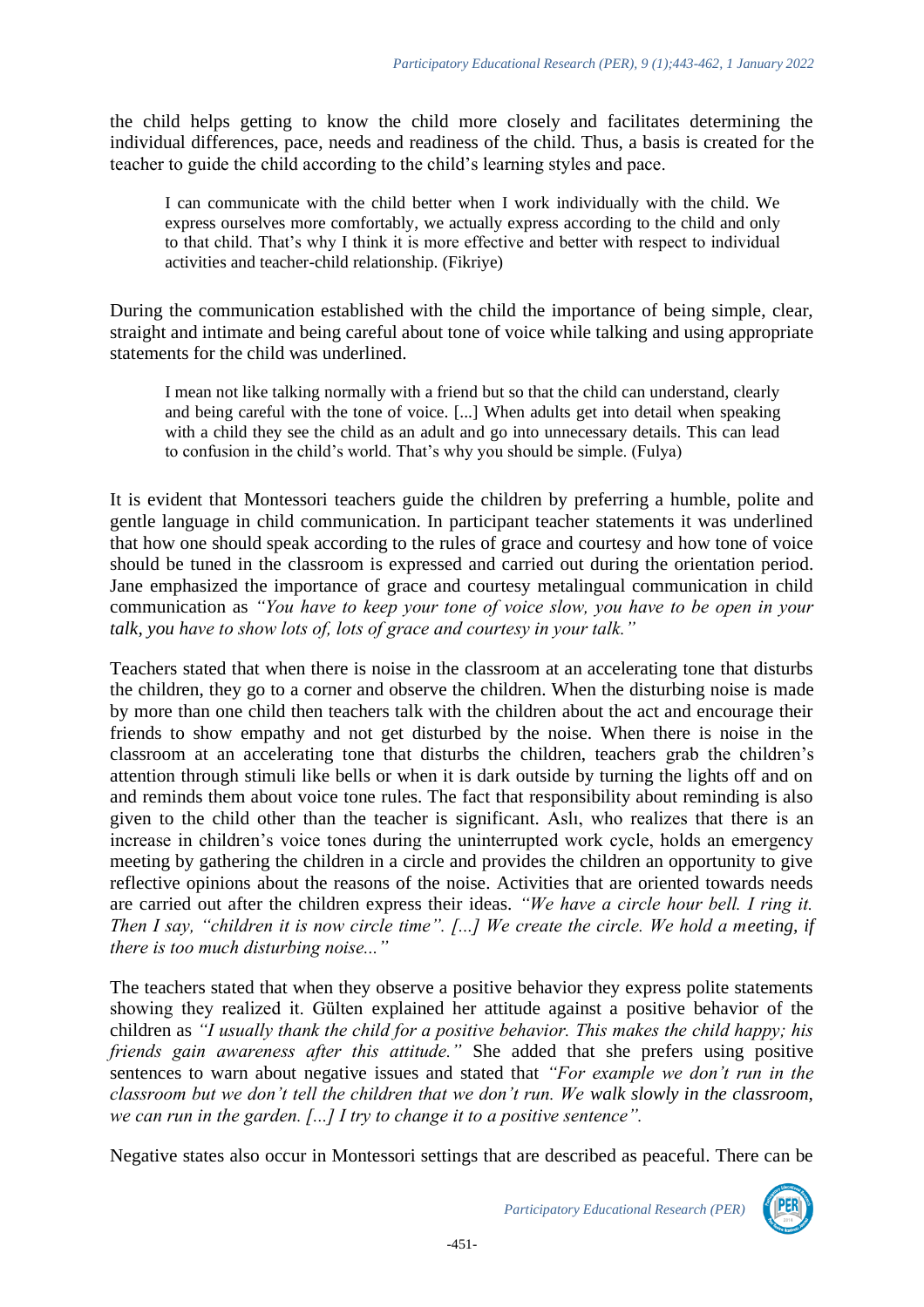the child helps getting to know the child more closely and facilitates determining the individual differences, pace, needs and readiness of the child. Thus, a basis is created for the teacher to guide the child according to the child's learning styles and pace.

> I can communicate with the child better when I work individually with the child. We express ourselves more comfortably, we actually express according to the child and only to that child. That's why I think it is more effective and better with respect to individual activities and teacher-child relationship. (Fikriye)

During the communication established with the child the importance of being simple, clear, straight and intimate and being careful about tone of voice while talking and using appropriate statements for the child was underlined.

> I mean not like talking normally with a friend but so that the child can understand, clearly and being careful with the tone of voice. [...] When adults get into detail when speaking with a child they see the child as an adult and go into unnecessary details. This can lead to confusion in the child's world. That's why you should be simple. (Fulya)

It is evident that Montessori teachers guide the children by preferring a humble, polite and gentle language in child communication. In participant teacher statements it was underlined that how one should speak according to the rules of grace and courtesy and how tone of voice should be tuned in the classroom is expressed and carried out during the orientation period. Jane emphasized the importance of grace and courtesy metalingual communication in child communication as *"You have to keep your tone of voice slow, you have to be open in your talk, you have to show lots of, lots of grace and courtesy in your talk."*

Teachers stated that when there is noise in the classroom at an accelerating tone that disturbs the children, they go to a corner and observe the children. When the disturbing noise is made by more than one child then teachers talk with the children about the act and encourage their friends to show empathy and not get disturbed by the noise. When there is noise in the classroom at an accelerating tone that disturbs the children, teachers grab the children's attention through stimuli like bells or when it is dark outside by turning the lights off and on and reminds them about voice tone rules. The fact that responsibility about reminding is also given to the child other than the teacher is significant. Aslı, who realizes that there is an increase in children's voice tones during the uninterrupted work cycle, holds an emergency meeting by gathering the children in a circle and provides the children an opportunity to give reflective opinions about the reasons of the noise. Activities that are oriented towards needs are carried out after the children express their ideas. *"We have a circle hour bell. I ring it. Then I say, "children it is now circle time". [...] We create the circle. We hold a meeting, if there is too much disturbing noise..."*

The teachers stated that when they observe a positive behavior they express polite statements showing they realized it. Gülten explained her attitude against a positive behavior of the children as *"I usually thank the child for a positive behavior. This makes the child happy; his friends gain awareness after this attitude."* She added that she prefers using positive sentences to warn about negative issues and stated that *"For example we don't run in the classroom but we don't tell the children that we don't run. We walk slowly in the classroom, we can run in the garden. [...] I try to change it to a positive sentence".*

Negative states also occur in Montessori settings that are described as peaceful. There can be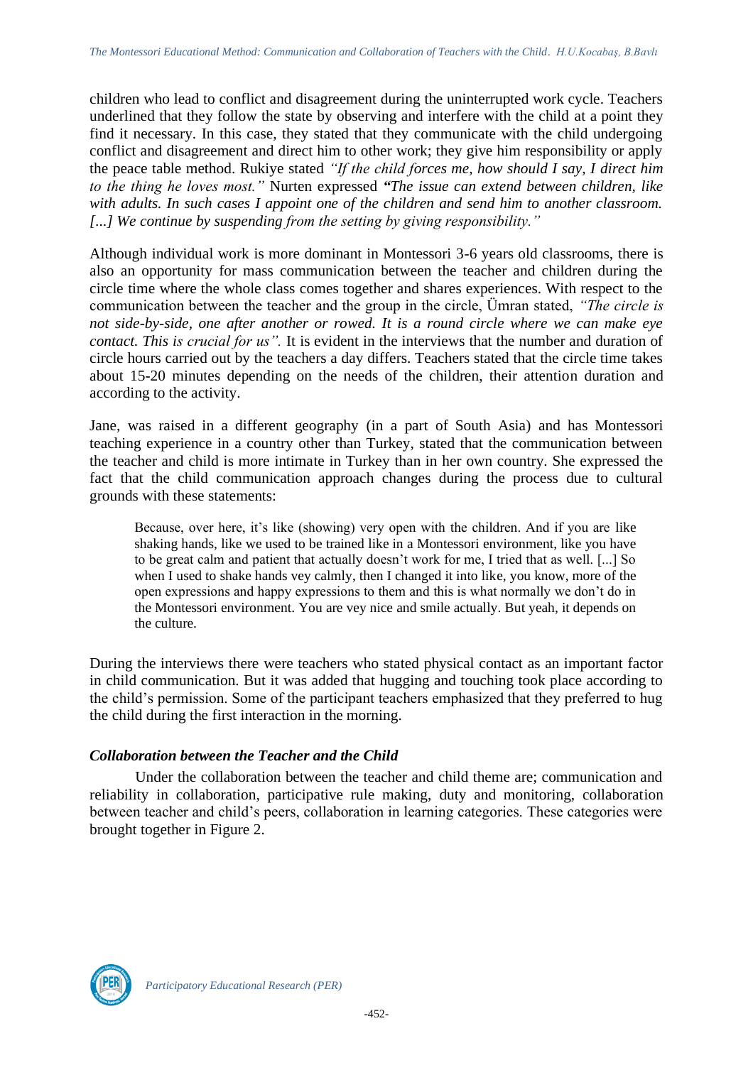children who lead to conflict and disagreement during the uninterrupted work cycle. Teachers underlined that they follow the state by observing and interfere with the child at a point they find it necessary. In this case, they stated that they communicate with the child undergoing conflict and disagreement and direct him to other work; they give him responsibility or apply the peace table method. Rukiye stated *"If the child forces me, how should I say, I direct him to the thing he loves most."* Nurten expressed ***"****The issue can extend between children, like with adults. In such cases I appoint one of the children and send him to another classroom. [...] We continue by suspending from the setting by giving responsibility."*

Although individual work is more dominant in Montessori 3-6 years old classrooms, there is also an opportunity for mass communication between the teacher and children during the circle time where the whole class comes together and shares experiences. With respect to the communication between the teacher and the group in the circle, Ümran stated, *"The circle is not side-by-side, one after another or rowed. It is a round circle where we can make eye contact. This is crucial for us".* It is evident in the interviews that the number and duration of circle hours carried out by the teachers a day differs. Teachers stated that the circle time takes about 15-20 minutes depending on the needs of the children, their attention duration and according to the activity.

Jane, was raised in a different geography (in a part of South Asia) and has Montessori teaching experience in a country other than Turkey, stated that the communication between the teacher and child is more intimate in Turkey than in her own country. She expressed the fact that the child communication approach changes during the process due to cultural grounds with these statements:

> Because, over here, it's like (showing) very open with the children. And if you are like shaking hands, like we used to be trained like in a Montessori environment, like you have to be great calm and patient that actually doesn't work for me, I tried that as well. [...] So when I used to shake hands vey calmly, then I changed it into like, you know, more of the open expressions and happy expressions to them and this is what normally we don't do in the Montessori environment. You are vey nice and smile actually. But yeah, it depends on the culture.

During the interviews there were teachers who stated physical contact as an important factor in child communication. But it was added that hugging and touching took place according to the child's permission. Some of the participant teachers emphasized that they preferred to hug the child during the first interaction in the morning.

### *Collaboration between the Teacher and the Child*

Under the collaboration between the teacher and child theme are; communication and reliability in collaboration, participative rule making, duty and monitoring, collaboration between teacher and child's peers, collaboration in learning categories. These categories were brought together in Figure 2.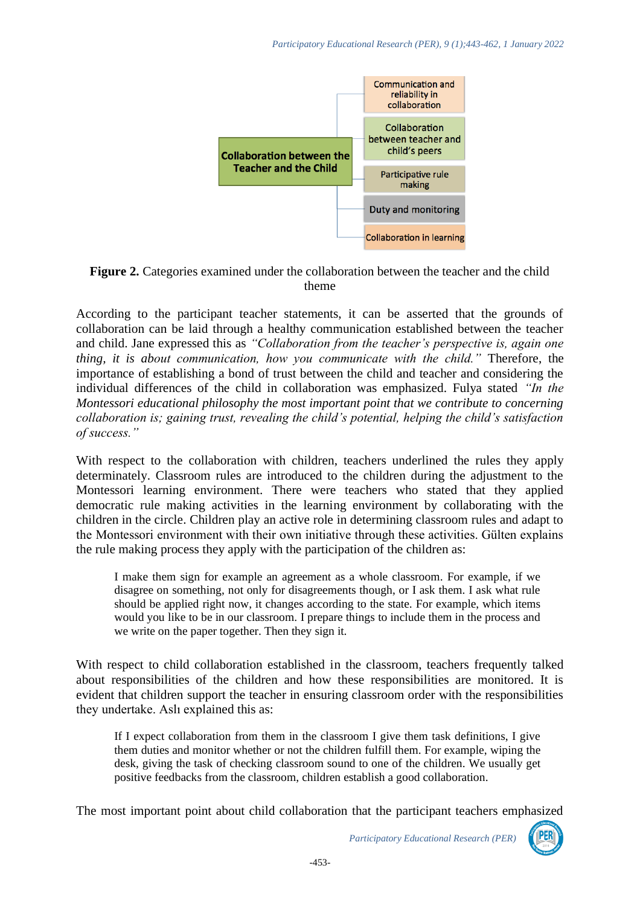Collaboration between the Teacher and the Child

- Communication and reliability in collaboration
- Collaboration between teacher and child's peers
- Participative rule making
- Duty and monitoring
- Collaboration in learning

**Figure 2.** Categories examined under the collaboration between the teacher and the child theme

According to the participant teacher statements, it can be asserted that the grounds of collaboration can be laid through a healthy communication established between the teacher and child. Jane expressed this as *"Collaboration from the teacher's perspective is, again one thing, it is about communication, how you communicate with the child."* Therefore, the importance of establishing a bond of trust between the child and teacher and considering the individual differences of the child in collaboration was emphasized. Fulya stated *"In the Montessori educational philosophy the most important point that we contribute to concerning collaboration is; gaining trust, revealing the child's potential, helping the child's satisfaction of success."*

With respect to the collaboration with children, teachers underlined the rules they apply determinately. Classroom rules are introduced to the children during the adjustment to the Montessori learning environment. There were teachers who stated that they applied democratic rule making activities in the learning environment by collaborating with the children in the circle. Children play an active role in determining classroom rules and adapt to the Montessori environment with their own initiative through these activities. Gülten explains the rule making process they apply with the participation of the children as:

> I make them sign for example an agreement as a whole classroom. For example, if we disagree on something, not only for disagreements though, or I ask them. I ask what rule should be applied right now, it changes according to the state. For example, which items would you like to be in our classroom. I prepare things to include them in the process and we write on the paper together. Then they sign it.

With respect to child collaboration established in the classroom, teachers frequently talked about responsibilities of the children and how these responsibilities are monitored. It is evident that children support the teacher in ensuring classroom order with the responsibilities they undertake. Aslı explained this as:

> If I expect collaboration from them in the classroom I give them task definitions, I give them duties and monitor whether or not the children fulfill them. For example, wiping the desk, giving the task of checking classroom sound to one of the children. We usually get positive feedbacks from the classroom, children establish a good collaboration.

The most important point about child collaboration that the participant teachers emphasized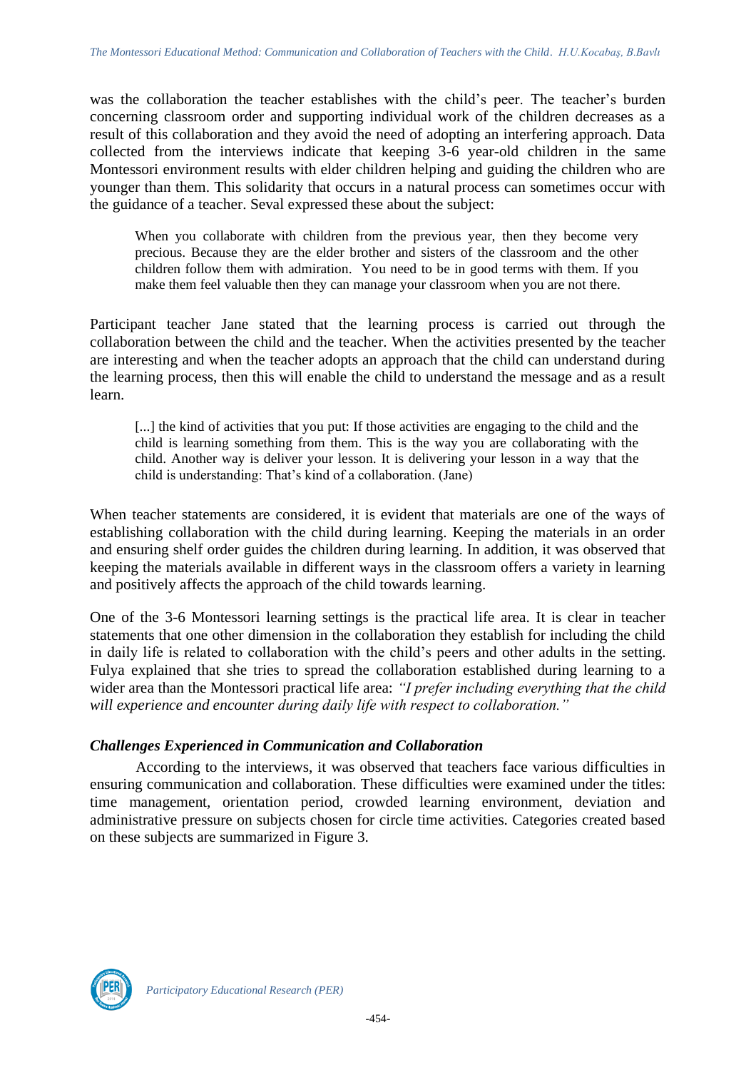was the collaboration the teacher establishes with the child's peer. The teacher's burden concerning classroom order and supporting individual work of the children decreases as a result of this collaboration and they avoid the need of adopting an interfering approach. Data collected from the interviews indicate that keeping 3-6 year-old children in the same Montessori environment results with elder children helping and guiding the children who are younger than them. This solidarity that occurs in a natural process can sometimes occur with the guidance of a teacher. Seval expressed these about the subject:

> When you collaborate with children from the previous year, then they become very precious. Because they are the elder brother and sisters of the classroom and the other children follow them with admiration. You need to be in good terms with them. If you make them feel valuable then they can manage your classroom when you are not there.

Participant teacher Jane stated that the learning process is carried out through the collaboration between the child and the teacher. When the activities presented by the teacher are interesting and when the teacher adopts an approach that the child can understand during the learning process, then this will enable the child to understand the message and as a result learn.

> [...] the kind of activities that you put: If those activities are engaging to the child and the child is learning something from them. This is the way you are collaborating with the child. Another way is deliver your lesson. It is delivering your lesson in a way that the child is understanding: That's kind of a collaboration. (Jane)

When teacher statements are considered, it is evident that materials are one of the ways of establishing collaboration with the child during learning. Keeping the materials in an order and ensuring shelf order guides the children during learning. In addition, it was observed that keeping the materials available in different ways in the classroom offers a variety in learning and positively affects the approach of the child towards learning.

One of the 3-6 Montessori learning settings is the practical life area. It is clear in teacher statements that one other dimension in the collaboration they establish for including the child in daily life is related to collaboration with the child's peers and other adults in the setting. Fulya explained that she tries to spread the collaboration established during learning to a wider area than the Montessori practical life area: *"I prefer including everything that the child will experience and encounter during daily life with respect to collaboration."*

### *Challenges Experienced in Communication and Collaboration*

According to the interviews, it was observed that teachers face various difficulties in ensuring communication and collaboration. These difficulties were examined under the titles: time management, orientation period, crowded learning environment, deviation and administrative pressure on subjects chosen for circle time activities. Categories created based on these subjects are summarized in Figure 3.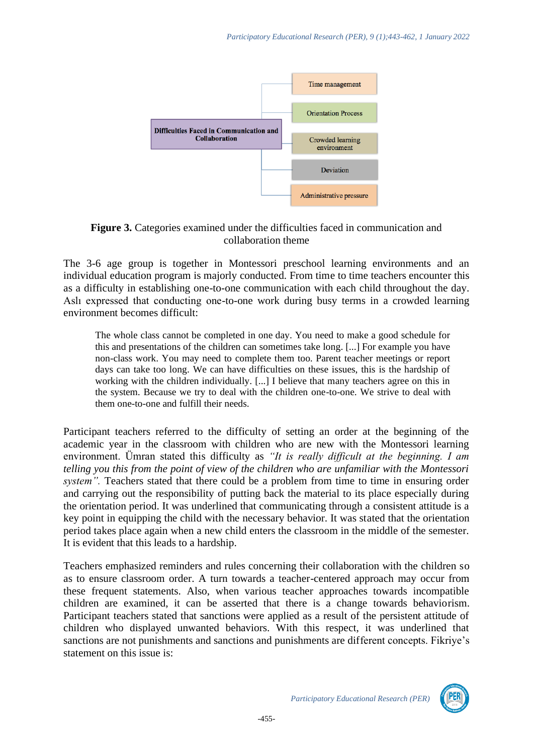Difficulties Faced in Communication and Collaboration

- Time management
- Orientation Process
- Crowded learning environment
- Deviation
- Administrative pressure

**Figure 3.** Categories examined under the difficulties faced in communication and collaboration theme

The 3-6 age group is together in Montessori preschool learning environments and an individual education program is majorly conducted. From time to time teachers encounter this as a difficulty in establishing one-to-one communication with each child throughout the day. Aslı expressed that conducting one-to-one work during busy terms in a crowded learning environment becomes difficult:

> The whole class cannot be completed in one day. You need to make a good schedule for this and presentations of the children can sometimes take long. [...] For example you have non-class work. You may need to complete them too. Parent teacher meetings or report days can take too long. We can have difficulties on these issues, this is the hardship of working with the children individually. [...] I believe that many teachers agree on this in the system. Because we try to deal with the children one-to-one. We strive to deal with them one-to-one and fulfill their needs.

Participant teachers referred to the difficulty of setting an order at the beginning of the academic year in the classroom with children who are new with the Montessori learning environment. Ümran stated this difficulty as *"It is really difficult at the beginning. I am telling you this from the point of view of the children who are unfamiliar with the Montessori system".* Teachers stated that there could be a problem from time to time in ensuring order and carrying out the responsibility of putting back the material to its place especially during the orientation period. It was underlined that communicating through a consistent attitude is a key point in equipping the child with the necessary behavior. It was stated that the orientation period takes place again when a new child enters the classroom in the middle of the semester. It is evident that this leads to a hardship.

Teachers emphasized reminders and rules concerning their collaboration with the children so as to ensure classroom order. A turn towards a teacher-centered approach may occur from these frequent statements. Also, when various teacher approaches towards incompatible children are examined, it can be asserted that there is a change towards behaviorism. Participant teachers stated that sanctions were applied as a result of the persistent attitude of children who displayed unwanted behaviors. With this respect, it was underlined that sanctions are not punishments and sanctions and punishments are different concepts. Fikriye's statement on this issue is: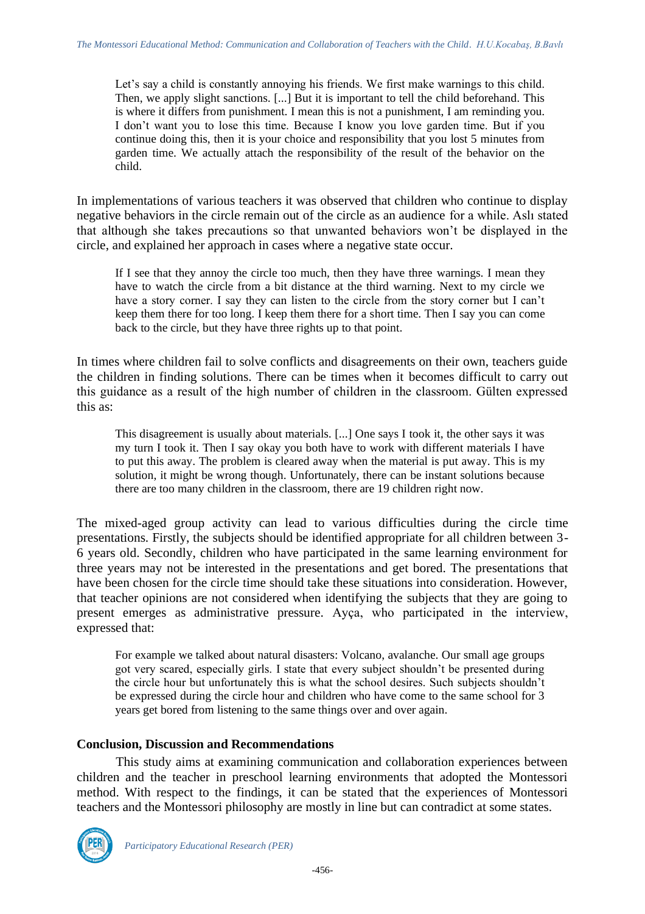> Let's say a child is constantly annoying his friends. We first make warnings to this child. Then, we apply slight sanctions. [...] But it is important to tell the child beforehand. This is where it differs from punishment. I mean this is not a punishment, I am reminding you. I don't want you to lose this time. Because I know you love garden time. But if you continue doing this, then it is your choice and responsibility that you lost 5 minutes from garden time. We actually attach the responsibility of the result of the behavior on the child.

In implementations of various teachers it was observed that children who continue to display negative behaviors in the circle remain out of the circle as an audience for a while. Aslı stated that although she takes precautions so that unwanted behaviors won't be displayed in the circle, and explained her approach in cases where a negative state occur.

> If I see that they annoy the circle too much, then they have three warnings. I mean they have to watch the circle from a bit distance at the third warning. Next to my circle we have a story corner. I say they can listen to the circle from the story corner but I can't keep them there for too long. I keep them there for a short time. Then I say you can come back to the circle, but they have three rights up to that point.

In times where children fail to solve conflicts and disagreements on their own, teachers guide the children in finding solutions. There can be times when it becomes difficult to carry out this guidance as a result of the high number of children in the classroom. Gülten expressed this as:

> This disagreement is usually about materials. [...] One says I took it, the other says it was my turn I took it. Then I say okay you both have to work with different materials I have to put this away. The problem is cleared away when the material is put away. This is my solution, it might be wrong though. Unfortunately, there can be instant solutions because there are too many children in the classroom, there are 19 children right now.

The mixed-aged group activity can lead to various difficulties during the circle time presentations. Firstly, the subjects should be identified appropriate for all children between 3-6 years old. Secondly, children who have participated in the same learning environment for three years may not be interested in the presentations and get bored. The presentations that have been chosen for the circle time should take these situations into consideration. However, that teacher opinions are not considered when identifying the subjects that they are going to present emerges as administrative pressure. Ayça, who participated in the interview, expressed that:

> For example we talked about natural disasters: Volcano, avalanche. Our small age groups got very scared, especially girls. I state that every subject shouldn't be presented during the circle hour but unfortunately this is what the school desires. Such subjects shouldn't be expressed during the circle hour and children who have come to the same school for 3 years get bored from listening to the same things over and over again.

## Conclusion, Discussion and Recommendations

This study aims at examining communication and collaboration experiences between children and the teacher in preschool learning environments that adopted the Montessori method. With respect to the findings, it can be stated that the experiences of Montessori teachers and the Montessori philosophy are mostly in line but can contradict at some states.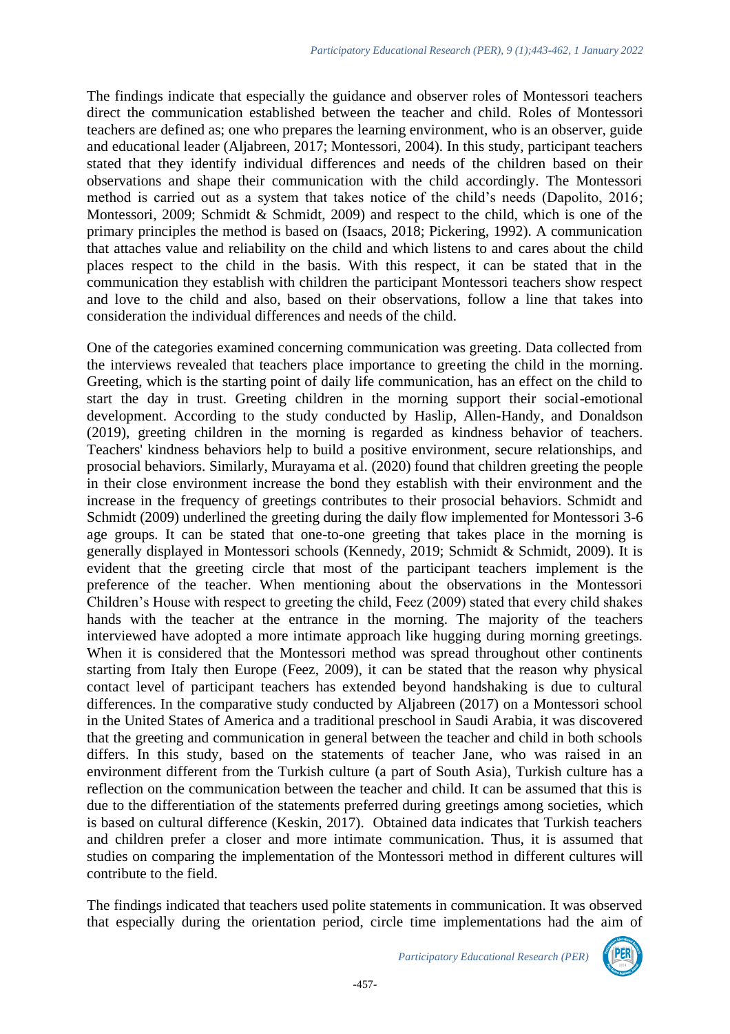The findings indicate that especially the guidance and observer roles of Montessori teachers direct the communication established between the teacher and child. Roles of Montessori teachers are defined as; one who prepares the learning environment, who is an observer, guide and educational leader (Aljabreen, 2017; Montessori, 2004). In this study, participant teachers stated that they identify individual differences and needs of the children based on their observations and shape their communication with the child accordingly. The Montessori method is carried out as a system that takes notice of the child's needs (Dapolito, 2016; Montessori, 2009; Schmidt & Schmidt, 2009) and respect to the child, which is one of the primary principles the method is based on (Isaacs, 2018; Pickering, 1992). A communication that attaches value and reliability on the child and which listens to and cares about the child places respect to the child in the basis. With this respect, it can be stated that in the communication they establish with children the participant Montessori teachers show respect and love to the child and also, based on their observations, follow a line that takes into consideration the individual differences and needs of the child.

One of the categories examined concerning communication was greeting. Data collected from the interviews revealed that teachers place importance to greeting the child in the morning. Greeting, which is the starting point of daily life communication, has an effect on the child to start the day in trust. Greeting children in the morning support their social-emotional development. According to the study conducted by Haslip, Allen-Handy, and Donaldson (2019), greeting children in the morning is regarded as kindness behavior of teachers. Teachers' kindness behaviors help to build a positive environment, secure relationships, and prosocial behaviors. Similarly, Murayama et al. (2020) found that children greeting the people in their close environment increase the bond they establish with their environment and the increase in the frequency of greetings contributes to their prosocial behaviors. Schmidt and Schmidt (2009) underlined the greeting during the daily flow implemented for Montessori 3-6 age groups. It can be stated that one-to-one greeting that takes place in the morning is generally displayed in Montessori schools (Kennedy, 2019; Schmidt & Schmidt, 2009). It is evident that the greeting circle that most of the participant teachers implement is the preference of the teacher. When mentioning about the observations in the Montessori Children's House with respect to greeting the child, Feez (2009) stated that every child shakes hands with the teacher at the entrance in the morning. The majority of the teachers interviewed have adopted a more intimate approach like hugging during morning greetings. When it is considered that the Montessori method was spread throughout other continents starting from Italy then Europe (Feez, 2009), it can be stated that the reason why physical contact level of participant teachers has extended beyond handshaking is due to cultural differences. In the comparative study conducted by Aljabreen (2017) on a Montessori school in the United States of America and a traditional preschool in Saudi Arabia, it was discovered that the greeting and communication in general between the teacher and child in both schools differs. In this study, based on the statements of teacher Jane, who was raised in an environment different from the Turkish culture (a part of South Asia), Turkish culture has a reflection on the communication between the teacher and child. It can be assumed that this is due to the differentiation of the statements preferred during greetings among societies, which is based on cultural difference (Keskin, 2017). Obtained data indicates that Turkish teachers and children prefer a closer and more intimate communication. Thus, it is assumed that studies on comparing the implementation of the Montessori method in different cultures will contribute to the field.

The findings indicated that teachers used polite statements in communication. It was observed that especially during the orientation period, circle time implementations had the aim of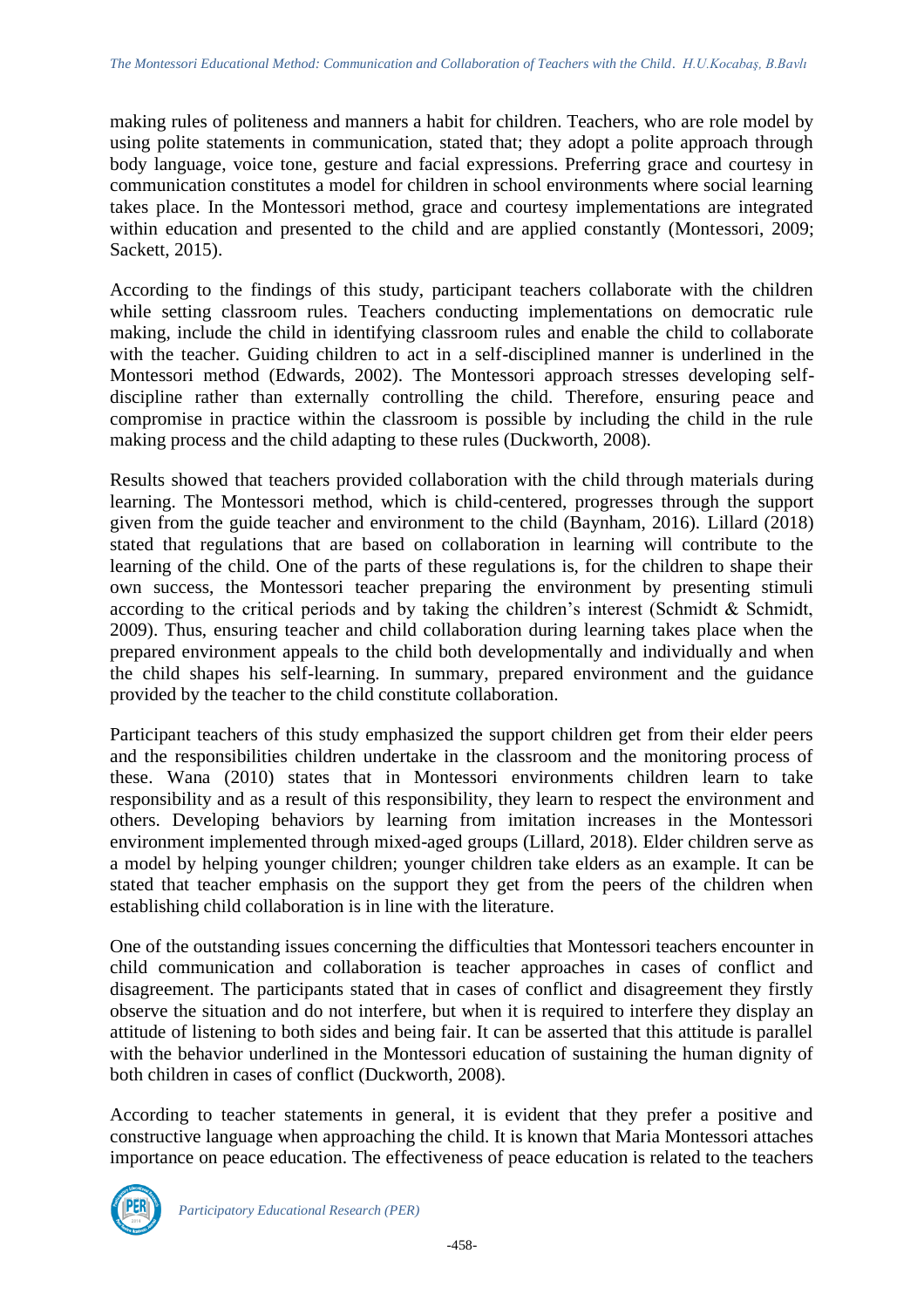making rules of politeness and manners a habit for children. Teachers, who are role model by using polite statements in communication, stated that; they adopt a polite approach through body language, voice tone, gesture and facial expressions. Preferring grace and courtesy in communication constitutes a model for children in school environments where social learning takes place. In the Montessori method, grace and courtesy implementations are integrated within education and presented to the child and are applied constantly (Montessori, 2009; Sackett, 2015).

According to the findings of this study, participant teachers collaborate with the children while setting classroom rules. Teachers conducting implementations on democratic rule making, include the child in identifying classroom rules and enable the child to collaborate with the teacher. Guiding children to act in a self-disciplined manner is underlined in the Montessori method (Edwards, 2002). The Montessori approach stresses developing self-discipline rather than externally controlling the child. Therefore, ensuring peace and compromise in practice within the classroom is possible by including the child in the rule making process and the child adapting to these rules (Duckworth, 2008).

Results showed that teachers provided collaboration with the child through materials during learning. The Montessori method, which is child-centered, progresses through the support given from the guide teacher and environment to the child (Baynham, 2016). Lillard (2018) stated that regulations that are based on collaboration in learning will contribute to the learning of the child. One of the parts of these regulations is, for the children to shape their own success, the Montessori teacher preparing the environment by presenting stimuli according to the critical periods and by taking the children's interest (Schmidt & Schmidt, 2009). Thus, ensuring teacher and child collaboration during learning takes place when the prepared environment appeals to the child both developmentally and individually and when the child shapes his self-learning. In summary, prepared environment and the guidance provided by the teacher to the child constitute collaboration.

Participant teachers of this study emphasized the support children get from their elder peers and the responsibilities children undertake in the classroom and the monitoring process of these. Wana (2010) states that in Montessori environments children learn to take responsibility and as a result of this responsibility, they learn to respect the environment and others. Developing behaviors by learning from imitation increases in the Montessori environment implemented through mixed-aged groups (Lillard, 2018). Elder children serve as a model by helping younger children; younger children take elders as an example. It can be stated that teacher emphasis on the support they get from the peers of the children when establishing child collaboration is in line with the literature.

One of the outstanding issues concerning the difficulties that Montessori teachers encounter in child communication and collaboration is teacher approaches in cases of conflict and disagreement. The participants stated that in cases of conflict and disagreement they firstly observe the situation and do not interfere, but when it is required to interfere they display an attitude of listening to both sides and being fair. It can be asserted that this attitude is parallel with the behavior underlined in the Montessori education of sustaining the human dignity of both children in cases of conflict (Duckworth, 2008).

According to teacher statements in general, it is evident that they prefer a positive and constructive language when approaching the child. It is known that Maria Montessori attaches importance on peace education. The effectiveness of peace education is related to the teachers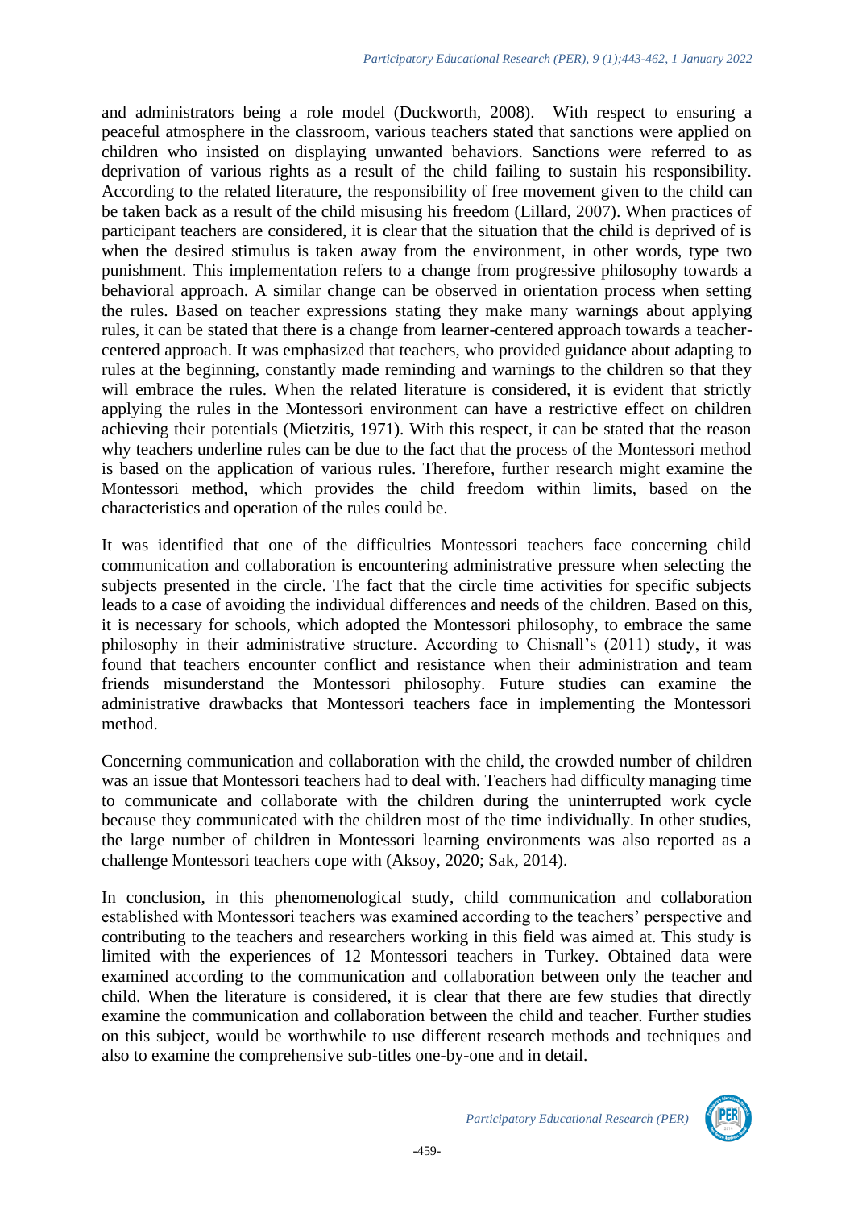and administrators being a role model (Duckworth, 2008). With respect to ensuring a peaceful atmosphere in the classroom, various teachers stated that sanctions were applied on children who insisted on displaying unwanted behaviors. Sanctions were referred to as deprivation of various rights as a result of the child failing to sustain his responsibility. According to the related literature, the responsibility of free movement given to the child can be taken back as a result of the child misusing his freedom (Lillard, 2007). When practices of participant teachers are considered, it is clear that the situation that the child is deprived of is when the desired stimulus is taken away from the environment, in other words, type two punishment. This implementation refers to a change from progressive philosophy towards a behavioral approach. A similar change can be observed in orientation process when setting the rules. Based on teacher expressions stating they make many warnings about applying rules, it can be stated that there is a change from learner-centered approach towards a teacher-centered approach. It was emphasized that teachers, who provided guidance about adapting to rules at the beginning, constantly made reminding and warnings to the children so that they will embrace the rules. When the related literature is considered, it is evident that strictly applying the rules in the Montessori environment can have a restrictive effect on children achieving their potentials (Mietzitis, 1971). With this respect, it can be stated that the reason why teachers underline rules can be due to the fact that the process of the Montessori method is based on the application of various rules. Therefore, further research might examine the Montessori method, which provides the child freedom within limits, based on the characteristics and operation of the rules could be.

It was identified that one of the difficulties Montessori teachers face concerning child communication and collaboration is encountering administrative pressure when selecting the subjects presented in the circle. The fact that the circle time activities for specific subjects leads to a case of avoiding the individual differences and needs of the children. Based on this, it is necessary for schools, which adopted the Montessori philosophy, to embrace the same philosophy in their administrative structure. According to Chisnall's (2011) study, it was found that teachers encounter conflict and resistance when their administration and team friends misunderstand the Montessori philosophy. Future studies can examine the administrative drawbacks that Montessori teachers face in implementing the Montessori method.

Concerning communication and collaboration with the child, the crowded number of children was an issue that Montessori teachers had to deal with. Teachers had difficulty managing time to communicate and collaborate with the children during the uninterrupted work cycle because they communicated with the children most of the time individually. In other studies, the large number of children in Montessori learning environments was also reported as a challenge Montessori teachers cope with (Aksoy, 2020; Sak, 2014).

In conclusion, in this phenomenological study, child communication and collaboration established with Montessori teachers was examined according to the teachers' perspective and contributing to the teachers and researchers working in this field was aimed at. This study is limited with the experiences of 12 Montessori teachers in Turkey. Obtained data were examined according to the communication and collaboration between only the teacher and child. When the literature is considered, it is clear that there are few studies that directly examine the communication and collaboration between the child and teacher. Further studies on this subject, would be worthwhile to use different research methods and techniques and also to examine the comprehensive sub-titles one-by-one and in detail.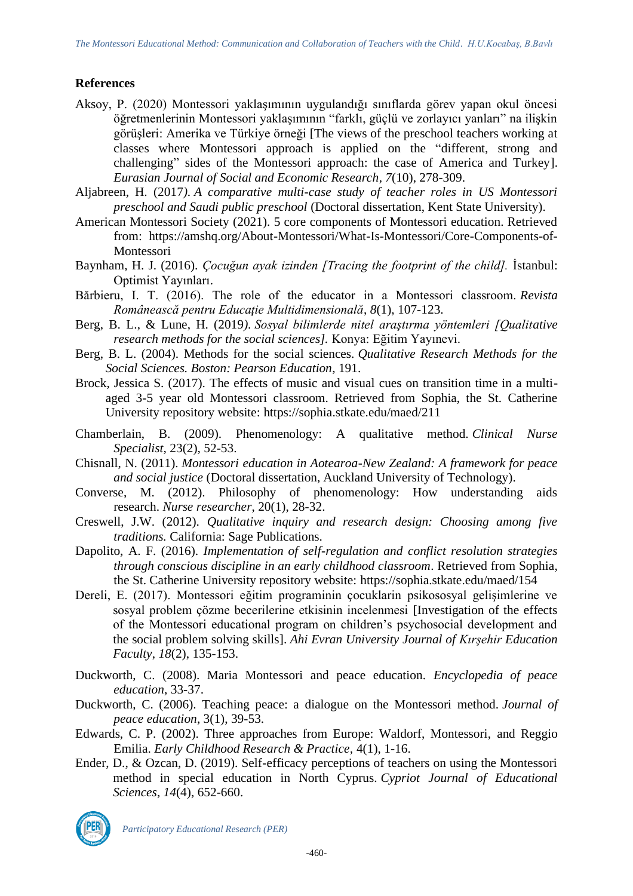## References

Aksoy, P. (2020) Montessori yaklaşımının uygulandığı sınıflarda görev yapan okul öncesi öğretmenlerinin Montessori yaklaşımının "farklı, güçlü ve zorlayıcı yanları" na ilişkin görüşleri: Amerika ve Türkiye örneği [The views of the preschool teachers working at classes where Montessori approach is applied on the "different, strong and challenging" sides of the Montessori approach: the case of America and Turkey]. *Eurasian Journal of Social and Economic Research*, *7*(10), 278-309.

Aljabreen, H. (2017). *A comparative multi-case study of teacher roles in US Montessori preschool and Saudi public preschool* (Doctoral dissertation, Kent State University).

American Montessori Society (2021). 5 core components of Montessori education. Retrieved from: https://amshq.org/About-Montessori/What-Is-Montessori/Core-Components-of-Montessori

Baynham, H. J. (2016). *Çocuğun ayak izinden [Tracing the footprint of the child].* İstanbul: Optimist Yayınları.

Bărbieru, I. T. (2016). The role of the educator in a Montessori classroom. *Revista Românească pentru Educaţie Multidimensională*, *8*(1), 107-123.

Berg, B. L., & Lune, H. (2019). *Sosyal bilimlerde nitel araştırma yöntemleri [Qualitative research methods for the social sciences].* Konya: Eğitim Yayınevi.

Berg, B. L. (2004). Methods for the social sciences. *Qualitative Research Methods for the Social Sciences. Boston: Pearson Education*, 191.

Brock, Jessica S. (2017). The effects of music and visual cues on transition time in a multi-aged 3-5 year old Montessori classroom. Retrieved from Sophia, the St. Catherine University repository website: https://sophia.stkate.edu/maed/211

Chamberlain, B. (2009). Phenomenology: A qualitative method. *Clinical Nurse Specialist*, 23(2), 52-53.

Chisnall, N. (2011). *Montessori education in Aotearoa-New Zealand: A framework for peace and social justice* (Doctoral dissertation, Auckland University of Technology).

Converse, M. (2012). Philosophy of phenomenology: How understanding aids research. *Nurse researcher*, 20(1), 28-32.

Creswell, J.W. (2012). *Qualitative inquiry and research design: Choosing among five traditions.* California: Sage Publications.

Dapolito, A. F. (2016). *Implementation of self-regulation and conflict resolution strategies through conscious discipline in an early childhood classroom*. Retrieved from Sophia, the St. Catherine University repository website: https://sophia.stkate.edu/maed/154

Dereli, E. (2017). Montessori eğitim programinin çocuklarin psikososyal gelişimlerine ve sosyal problem çözme becerilerine etkisinin incelenmesi [Investigation of the effects of the Montessori educational program on children's psychosocial development and the social problem solving skills]. *Ahi Evran University Journal of Kırşehir Education Faculty*, *18*(2), 135-153.

Duckworth, C. (2008). Maria Montessori and peace education. *Encyclopedia of peace education*, 33-37.

Duckworth, C. (2006). Teaching peace: a dialogue on the Montessori method. *Journal of peace education*, 3(1), 39-53.

Edwards, C. P. (2002). Three approaches from Europe: Waldorf, Montessori, and Reggio Emilia. *Early Childhood Research & Practice*, 4(1), 1-16.

Ender, D., & Ozcan, D. (2019). Self-efficacy perceptions of teachers on using the Montessori method in special education in North Cyprus. *Cypriot Journal of Educational Sciences*, *14*(4), 652-660.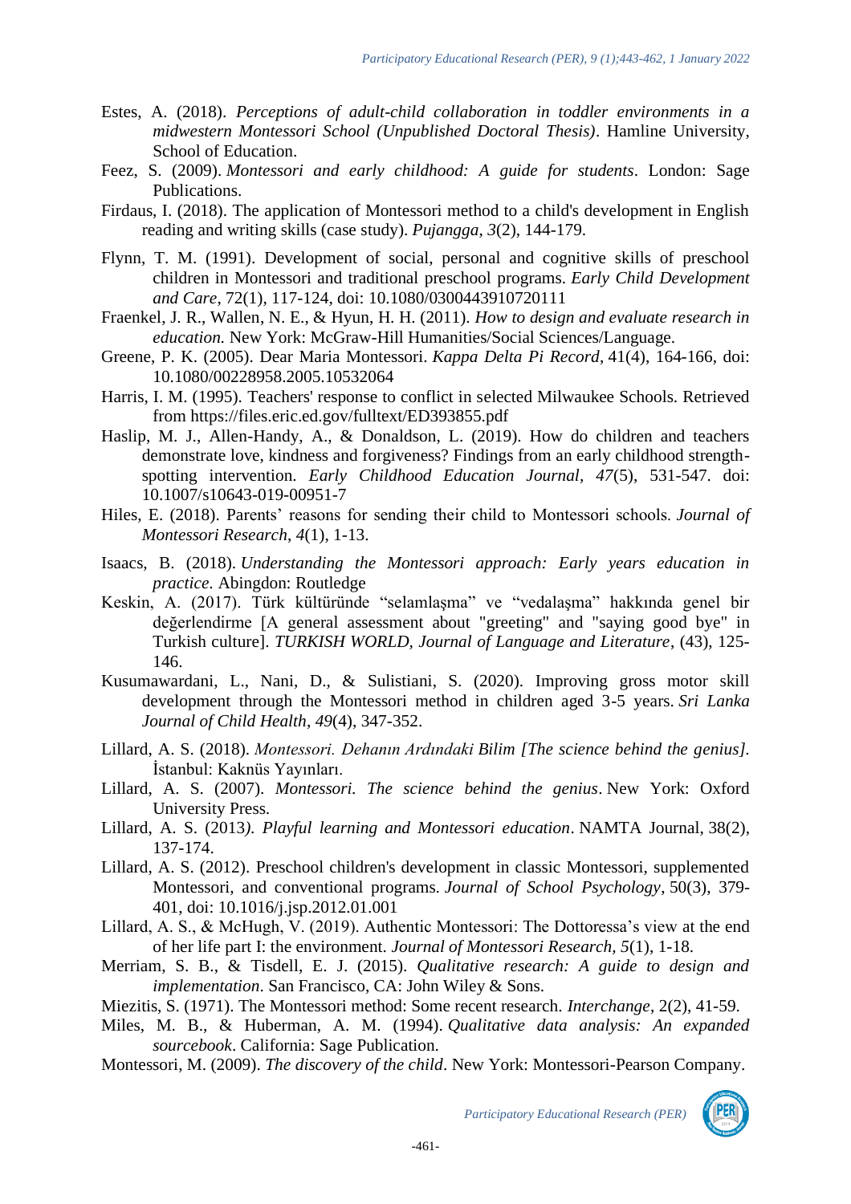Estes, A. (2018). *Perceptions of adult-child collaboration in toddler environments in a midwestern Montessori School (Unpublished Doctoral Thesis)*. Hamline University, School of Education.

Feez, S. (2009). *Montessori and early childhood: A guide for students*. London: Sage Publications.

Firdaus, I. (2018). The application of Montessori method to a child's development in English reading and writing skills (case study). *Pujangga*, *3*(2), 144-179.

Flynn, T. M. (1991). Development of social, personal and cognitive skills of preschool children in Montessori and traditional preschool programs. *Early Child Development and Care*, 72(1), 117-124, doi: 10.1080/0300443910720111

Fraenkel, J. R., Wallen, N. E., & Hyun, H. H. (2011). *How to design and evaluate research in education.* New York: McGraw-Hill Humanities/Social Sciences/Language.

Greene, P. K. (2005). Dear Maria Montessori. *Kappa Delta Pi Record*, 41(4), 164-166, doi: 10.1080/00228958.2005.10532064

Harris, I. M. (1995). Teachers' response to conflict in selected Milwaukee Schools. Retrieved from https://files.eric.ed.gov/fulltext/ED393855.pdf

Haslip, M. J., Allen-Handy, A., & Donaldson, L. (2019). How do children and teachers demonstrate love, kindness and forgiveness? Findings from an early childhood strength-spotting intervention. *Early Childhood Education Journal*, *47*(5), 531-547. doi: 10.1007/s10643-019-00951-7

Hiles, E. (2018). Parents' reasons for sending their child to Montessori schools. *Journal of Montessori Research*, *4*(1), 1-13.

Isaacs, B. (2018). *Understanding the Montessori approach: Early years education in practice*. Abingdon: Routledge

Keskin, A. (2017). Türk kültüründe "selamlaşma" ve "vedalaşma" hakkında genel bir değerlendirme [A general assessment about "greeting" and "saying good bye" in Turkish culture]. *TURKISH WORLD, Journal of Language and Literature*, (43), 125-146.

Kusumawardani, L., Nani, D., & Sulistiani, S. (2020). Improving gross motor skill development through the Montessori method in children aged 3-5 years. *Sri Lanka Journal of Child Health*, *49*(4), 347-352.

Lillard, A. S. (2018). *Montessori. Dehanın Ardındaki Bilim [The science behind the genius]*. İstanbul: Kaknüs Yayınları.

Lillard, A. S. (2007). *Montessori. The science behind the genius*. New York: Oxford University Press.

Lillard, A. S. (2013*). Playful learning and Montessori education*. NAMTA Journal, 38(2), 137-174.

Lillard, A. S. (2012). Preschool children's development in classic Montessori, supplemented Montessori, and conventional programs. *Journal of School Psychology*, 50(3), 379-401, doi: 10.1016/j.jsp.2012.01.001

Lillard, A. S., & McHugh, V. (2019). Authentic Montessori: The Dottoressa's view at the end of her life part I: the environment. *Journal of Montessori Research, 5*(1), 1-18.

Merriam, S. B., & Tisdell, E. J. (2015). *Qualitative research: A guide to design and implementation*. San Francisco, CA: John Wiley & Sons.

Miezitis, S. (1971). The Montessori method: Some recent research. *Interchange*, 2(2), 41-59.

Miles, M. B., & Huberman, A. M. (1994). *Qualitative data analysis: An expanded sourcebook*. California: Sage Publication.

Montessori, M. (2009). *The discovery of the child*. New York: Montessori-Pearson Company.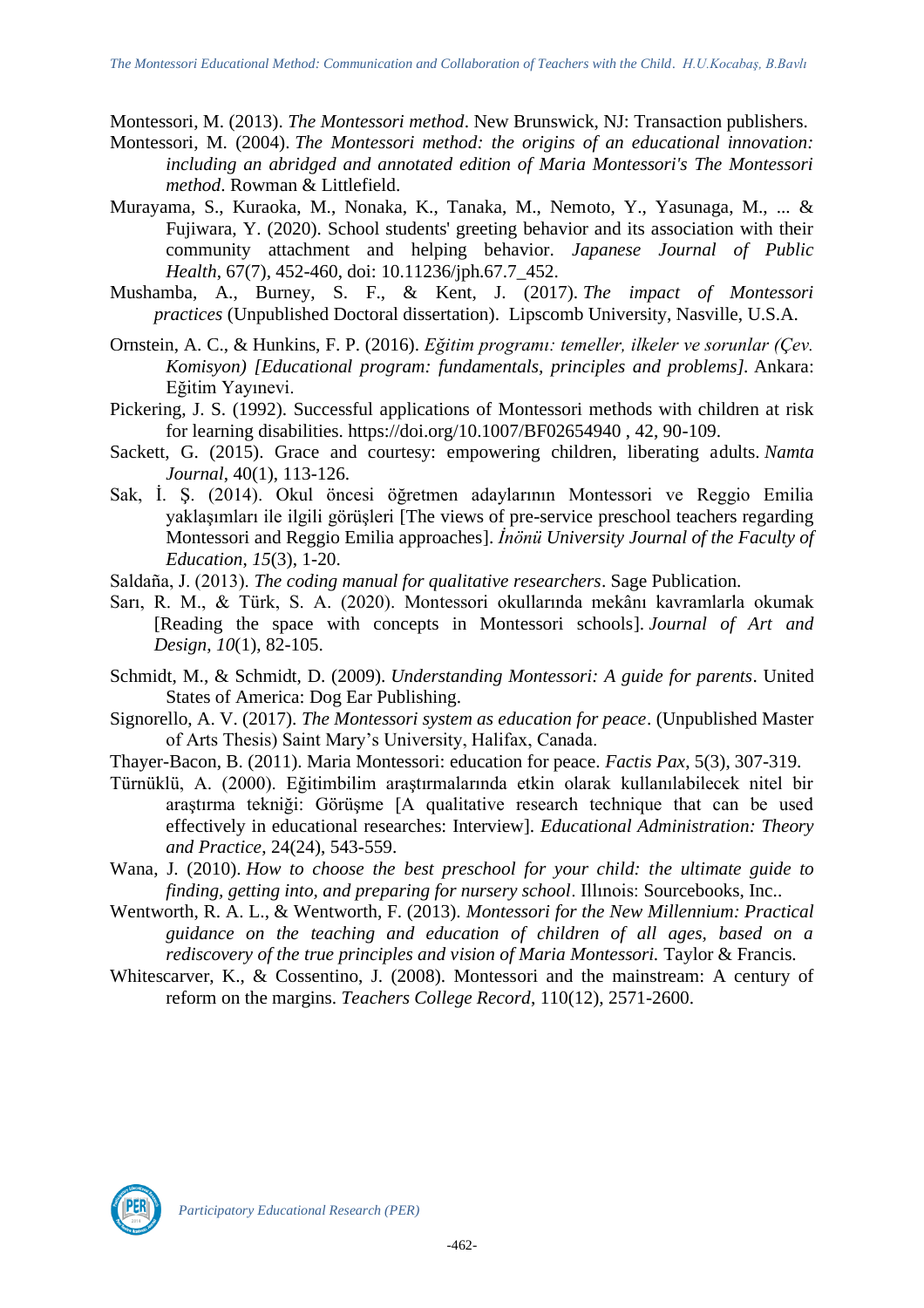Montessori, M. (2013). *The Montessori method*. New Brunswick, NJ: Transaction publishers.

Montessori, M. (2004). *The Montessori method: the origins of an educational innovation: including an abridged and annotated edition of Maria Montessori's The Montessori method*. Rowman & Littlefield.

Murayama, S., Kuraoka, M., Nonaka, K., Tanaka, M., Nemoto, Y., Yasunaga, M., ... & Fujiwara, Y. (2020). School students' greeting behavior and its association with their community attachment and helping behavior. *Japanese Journal of Public Health*, 67(7), 452-460, doi: 10.11236/jph.67.7_452.

Mushamba, A., Burney, S. F., & Kent, J. (2017). *The impact of Montessori practices* (Unpublished Doctoral dissertation). Lipscomb University, Nasville, U.S.A.

Ornstein, A. C., & Hunkins, F. P. (2016). *Eğitim programı: temeller, ilkeler ve sorunlar (Çev. Komisyon) [Educational program: fundamentals, principles and problems].* Ankara: Eğitim Yayınevi.

Pickering, J. S. (1992). Successful applications of Montessori methods with children at risk for learning disabilities. https://doi.org/10.1007/BF02654940 , 42, 90-109.

Sackett, G. (2015). Grace and courtesy: empowering children, liberating adults. *Namta Journal*, 40(1), 113-126.

Sak, İ. Ş. (2014). Okul öncesi öğretmen adaylarının Montessori ve Reggio Emilia yaklaşımları ile ilgili görüşleri [The views of pre-service preschool teachers regarding Montessori and Reggio Emilia approaches]. *İnönü University Journal of the Faculty of Education*, *15*(3), 1-20.

Saldaña, J. (2013). *The coding manual for qualitative researchers*. Sage Publication.

Sarı, R. M., & Türk, S. A. (2020). Montessori okullarında mekânı kavramlarla okumak [Reading the space with concepts in Montessori schools]. *Journal of Art and Design*, *10*(1), 82-105.

Schmidt, M., & Schmidt, D. (2009). *Understanding Montessori: A guide for parents*. United States of America: Dog Ear Publishing.

Signorello, A. V. (2017). *The Montessori system as education for peace*. (Unpublished Master of Arts Thesis) Saint Mary's University, Halifax, Canada.

Thayer-Bacon, B. (2011). Maria Montessori: education for peace. *Factis Pax*, 5(3), 307-319.

Türnüklü, A. (2000). Eğitimbilim araştırmalarında etkin olarak kullanılabilecek nitel bir araştırma tekniği: Görüşme [A qualitative research technique that can be used effectively in educational researches: Interview]. *Educational Administration: Theory and Practice*, 24(24), 543-559.

Wana, J. (2010). *How to choose the best preschool for your child: the ultimate guide to finding, getting into, and preparing for nursery school*. Illınois: Sourcebooks, Inc..

Wentworth, R. A. L., & Wentworth, F. (2013). *Montessori for the New Millennium: Practical guidance on the teaching and education of children of all ages, based on a rediscovery of the true principles and vision of Maria Montessori.* Taylor & Francis.

Whitescarver, K., & Cossentino, J. (2008). Montessori and the mainstream: A century of reform on the margins. *Teachers College Record*, 110(12), 2571-2600.